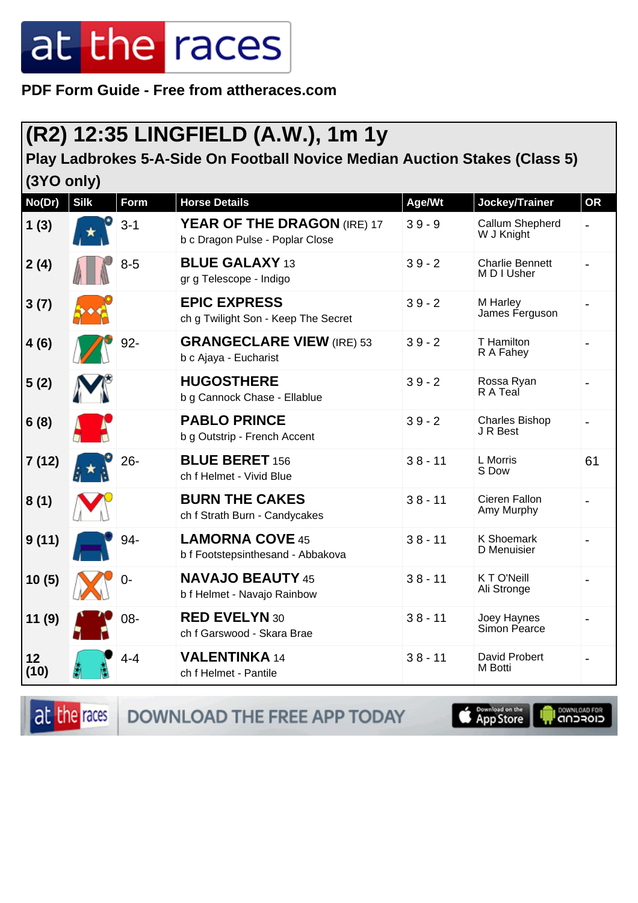PDF Form Guide - Free from attheraces.com

# (R2) 12:35 LINGFIELD (A.W.), 1m 1y

## Play Ladbrokes 5-A-Side On Football Novice Median Auction Stakes (Class 5) (3YO only)

| No(Dr) | Silk | Form | Horse Details | Age/Wt | Jockey/Trainer | OR |
|---|---|---|---|---|---|---|
| 1 (3) | | 3-1 | **YEAR OF THE DRAGON** (IRE) 17<br>b c Dragon Pulse - Poplar Close | 3 9 - 9 | Callum Shepherd<br>W J Knight | - |
| 2 (4) | | 8-5 | **BLUE GALAXY** 13<br>gr g Telescope - Indigo | 3 9 - 2 | Charlie Bennett<br>M D I Usher | - |
| 3 (7) | | | **EPIC EXPRESS**<br>ch g Twilight Son - Keep The Secret | 3 9 - 2 | M Harley<br>James Ferguson | - |
| 4 (6) | | 92- | **GRANGECLARE VIEW** (IRE) 53<br>b c Ajaya - Eucharist | 3 9 - 2 | T Hamilton<br>R A Fahey | - |
| 5 (2) | | | **HUGOSTHERE**<br>b g Cannock Chase - Ellablue | 3 9 - 2 | Rossa Ryan<br>R A Teal | - |
| 6 (8) | | | **PABLO PRINCE**<br>b g Outstrip - French Accent | 3 9 - 2 | Charles Bishop<br>J R Best | - |
| 7 (12) | | 26- | **BLUE BERET** 156<br>ch f Helmet - Vivid Blue | 3 8 - 11 | L Morris<br>S Dow | 61 |
| 8 (1) | | | **BURN THE CAKES**<br>ch f Strath Burn - Candycakes | 3 8 - 11 | Cieren Fallon<br>Amy Murphy | - |
| 9 (11) | | 94- | **LAMORNA COVE** 45<br>b f Footstepsinthesand - Abbakova | 3 8 - 11 | K Shoemark<br>D Menuisier | - |
| 10 (5) | | 0- | **NAVAJO BEAUTY** 45<br>b f Helmet - Navajo Rainbow | 3 8 - 11 | K T O'Neill<br>Ali Stronge | - |
| 11 (9) | | 08- | **RED EVELYN** 30<br>ch f Garswood - Skara Brae | 3 8 - 11 | Joey Haynes<br>Simon Pearce | - |
| 12 (10) | | 4-4 | **VALENTINKA** 14<br>ch f Helmet - Pantile | 3 8 - 11 | David Probert<br>M Botti | - |

DOWNLOAD THE FREE APP TODAY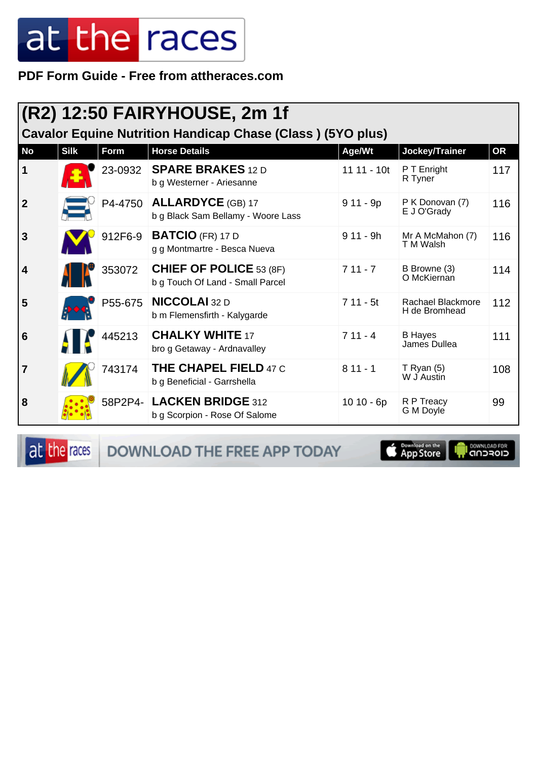PDF Form Guide - Free from attheraces.com

## (R2) 12:50 FAIRYHOUSE, 2m 1f

### Cavalor Equine Nutrition Handicap Chase (Class ) (5YO plus)

| No | Silk | Form | Horse Details | Age/Wt | Jockey/Trainer | OR |
|---|---|---|---|---|---|---|
| 1 | | 23-0932 | **SPARE BRAKES** 12 D<br>b g Westerner - Ariesanne | 11 11 - 10t | P T Enright<br>R Tyner | 117 |
| 2 | | P4-4750 | **ALLARDYCE** (GB) 17<br>b g Black Sam Bellamy - Woore Lass | 9 11 - 9p | P K Donovan (7)<br>E J O'Grady | 116 |
| 3 | | 912F6-9 | **BATCIO** (FR) 17 D<br>g g Montmartre - Besca Nueva | 9 11 - 9h | Mr A McMahon (7)<br>T M Walsh | 116 |
| 4 | | 353072 | **CHIEF OF POLICE** 53 (8F)<br>b g Touch Of Land - Small Parcel | 7 11 - 7 | B Browne (3)<br>O McKiernan | 114 |
| 5 | | P55-675 | **NICCOLAI** 32 D<br>b m Flemensfirth - Kalygarde | 7 11 - 5t | Rachael Blackmore<br>H de Bromhead | 112 |
| 6 | | 445213 | **CHALKY WHITE** 17<br>bro g Getaway - Ardnavalley | 7 11 - 4 | B Hayes<br>James Dullea | 111 |
| 7 | | 743174 | **THE CHAPEL FIELD** 47 C<br>b g Beneficial - Garrshella | 8 11 - 1 | T Ryan (5)<br>W J Austin | 108 |
| 8 | | 58P2P4- | **LACKEN BRIDGE** 312<br>b g Scorpion - Rose Of Salome | 10 10 - 6p | R P Treacy<br>G M Doyle | 99 |

DOWNLOAD THE FREE APP TODAY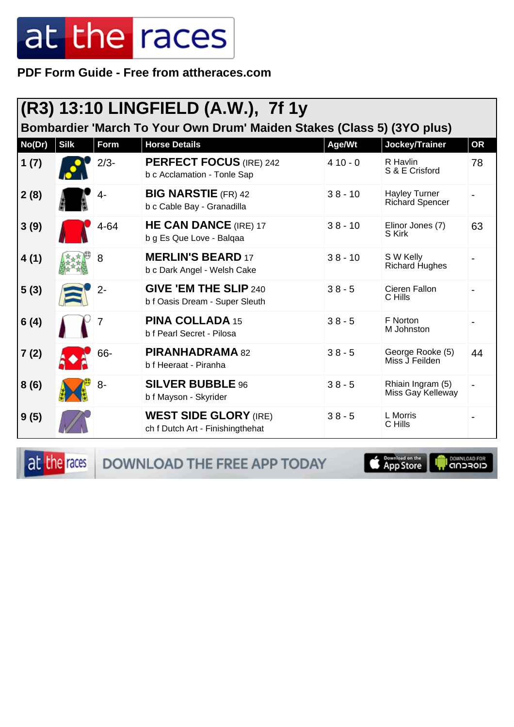at the races

**PDF Form Guide - Free from attheraces.com**

## (R3) 13:10 LINGFIELD (A.W.), 7f 1y

### Bombardier 'March To Your Own Drum' Maiden Stakes (Class 5) (3YO plus)

| No(Dr) | Silk | Form | Horse Details | Age/Wt | Jockey/Trainer | OR |
|---|---|---|---|---|---|---|
| 1 (7) | | 2/3- | **PERFECT FOCUS** (IRE) 242<br>b c Acclamation - Tonle Sap | 4 10 - 0 | R Havlin<br>S & E Crisford | 78 |
| 2 (8) | | 4- | **BIG NARSTIE** (FR) 42<br>b c Cable Bay - Granadilla | 3 8 - 10 | Hayley Turner<br>Richard Spencer | - |
| 3 (9) | | 4-64 | **HE CAN DANCE** (IRE) 17<br>b g Es Que Love - Balqaa | 3 8 - 10 | Elinor Jones (7)<br>S Kirk | 63 |
| 4 (1) | | 8 | **MERLIN'S BEARD** 17<br>b c Dark Angel - Welsh Cake | 3 8 - 10 | S W Kelly<br>Richard Hughes | - |
| 5 (3) | | 2- | **GIVE 'EM THE SLIP** 240<br>b f Oasis Dream - Super Sleuth | 3 8 - 5 | Cieren Fallon<br>C Hills | - |
| 6 (4) | | 7 | **PINA COLLADA** 15<br>b f Pearl Secret - Pilosa | 3 8 - 5 | F Norton<br>M Johnston | - |
| 7 (2) | | 66- | **PIRANHADRAMA** 82<br>b f Heeraat - Piranha | 3 8 - 5 | George Rooke (5)<br>Miss J Feilden | 44 |
| 8 (6) | | 8- | **SILVER BUBBLE** 96<br>b f Mayson - Skyrider | 3 8 - 5 | Rhiain Ingram (5)<br>Miss Gay Kelleway | - |
| 9 (5) | | | **WEST SIDE GLORY** (IRE)<br>ch f Dutch Art - Finishingthehat | 3 8 - 5 | L Morris<br>C Hills | - |

at the races DOWNLOAD THE FREE APP TODAY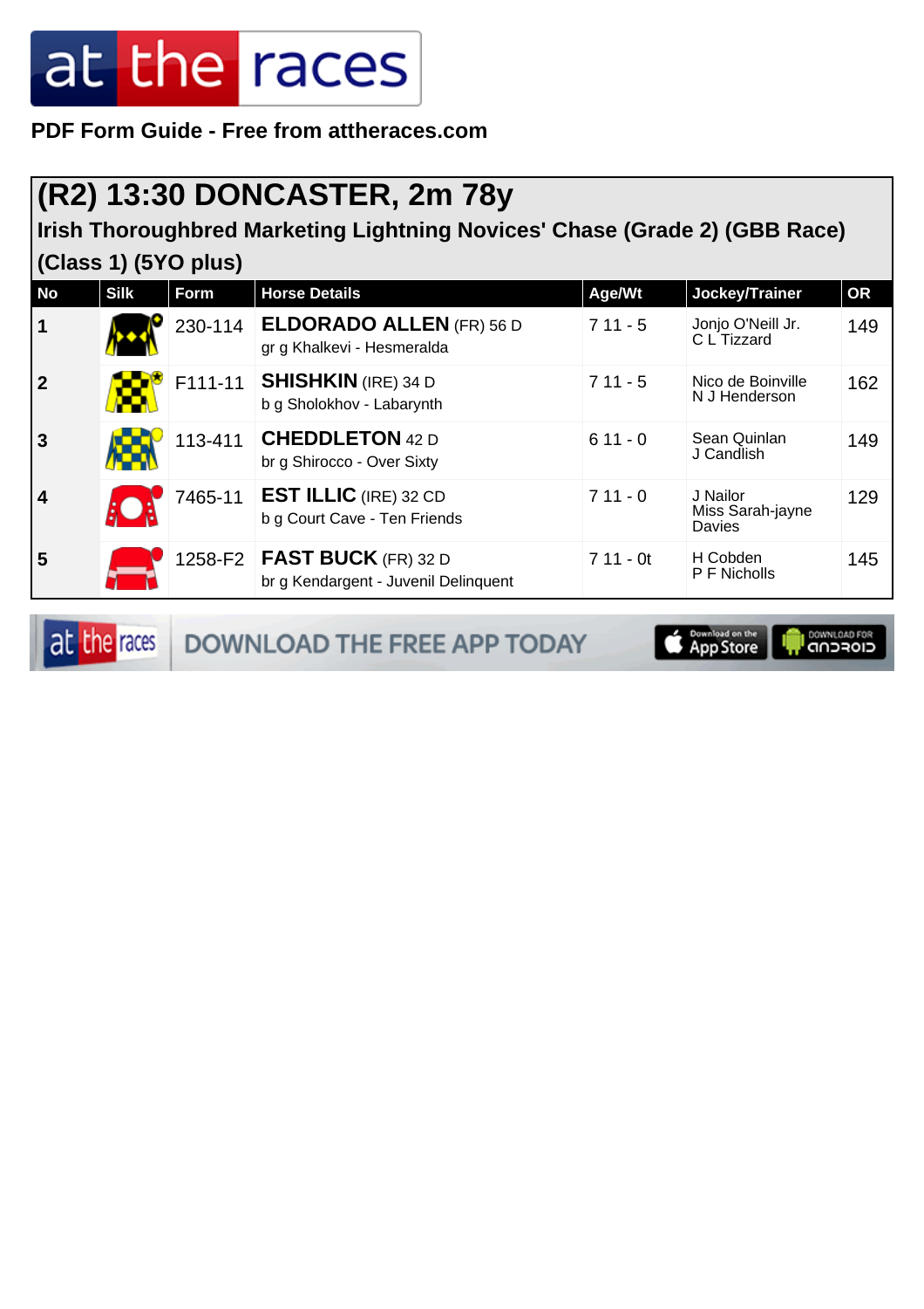**PDF Form Guide - Free from attheraces.com**

## (R2) 13:30 DONCASTER, 2m 78y

### Irish Thoroughbred Marketing Lightning Novices' Chase (Grade 2) (GBB Race) (Class 1) (5YO plus)

| No | Silk | Form | Horse Details | Age/Wt | Jockey/Trainer | OR |
|---|---|---|---|---|---|---|
| 1 | | 230-114 | **ELDORADO ALLEN** (FR) 56 D<br>gr g Khalkevi - Hesmeralda | 7 11 - 5 | Jonjo O'Neill Jr.<br>C L Tizzard | 149 |
| 2 | | F111-11 | **SHISHKIN** (IRE) 34 D<br>b g Sholokhov - Labarynth | 7 11 - 5 | Nico de Boinville<br>N J Henderson | 162 |
| 3 | | 113-411 | **CHEDDLETON** 42 D<br>br g Shirocco - Over Sixty | 6 11 - 0 | Sean Quinlan<br>J Candlish | 149 |
| 4 | | 7465-11 | **EST ILLIC** (IRE) 32 CD<br>b g Court Cave - Ten Friends | 7 11 - 0 | J Nailor<br>Miss Sarah-jayne Davies | 129 |
| 5 | | 1258-F2 | **FAST BUCK** (FR) 32 D<br>br g Kendargent - Juvenil Delinquent | 7 11 - 0t | H Cobden<br>P F Nicholls | 145 |

DOWNLOAD THE FREE APP TODAY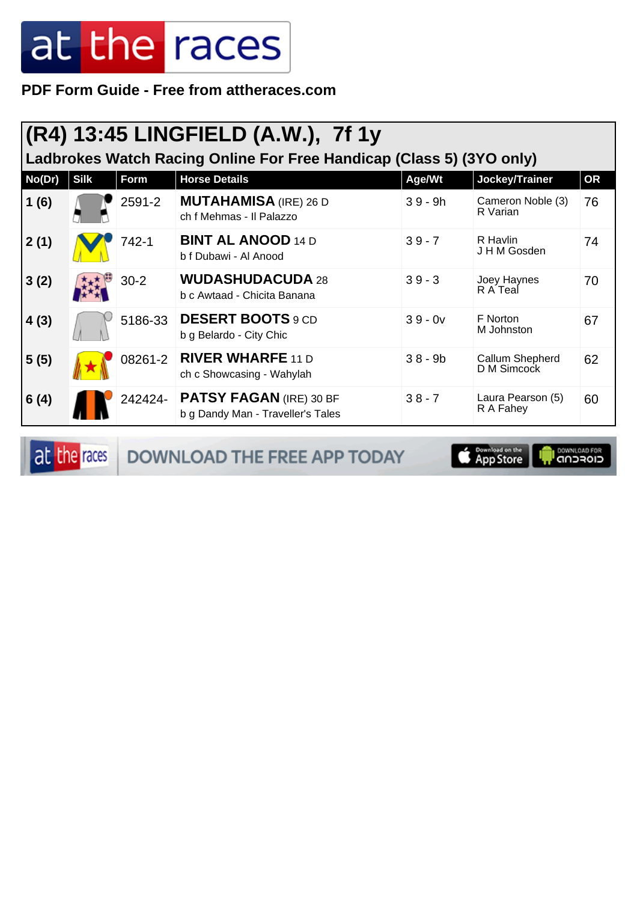PDF Form Guide - Free from attheraces.com

## (R4) 13:45 LINGFIELD (A.W.), 7f 1y

### Ladbrokes Watch Racing Online For Free Handicap (Class 5) (3YO only)

| No(Dr) | Silk | Form | Horse Details | Age/Wt | Jockey/Trainer | OR |
|---|---|---|---|---|---|---|
| 1 (6) | | 2591-2 | **MUTAHAMISA** (IRE) 26 D<br>ch f Mehmas - Il Palazzo | 3 9 - 9h | Cameron Noble (3)<br>R Varian | 76 |
| 2 (1) | | 742-1 | **BINT AL ANOOD** 14 D<br>b f Dubawi - Al Anood | 3 9 - 7 | R Havlin<br>J H M Gosden | 74 |
| 3 (2) | | 30-2 | **WUDASHUDACUDA** 28<br>b c Awtaad - Chicita Banana | 3 9 - 3 | Joey Haynes<br>R A Teal | 70 |
| 4 (3) | | 5186-33 | **DESERT BOOTS** 9 CD<br>b g Belardo - City Chic | 3 9 - 0v | F Norton<br>M Johnston | 67 |
| 5 (5) | | 08261-2 | **RIVER WHARFE** 11 D<br>ch c Showcasing - Wahylah | 3 8 - 9b | Callum Shepherd<br>D M Simcock | 62 |
| 6 (4) | | 242424- | **PATSY FAGAN** (IRE) 30 BF<br>b g Dandy Man - Traveller's Tales | 3 8 - 7 | Laura Pearson (5)<br>R A Fahey | 60 |

DOWNLOAD THE FREE APP TODAY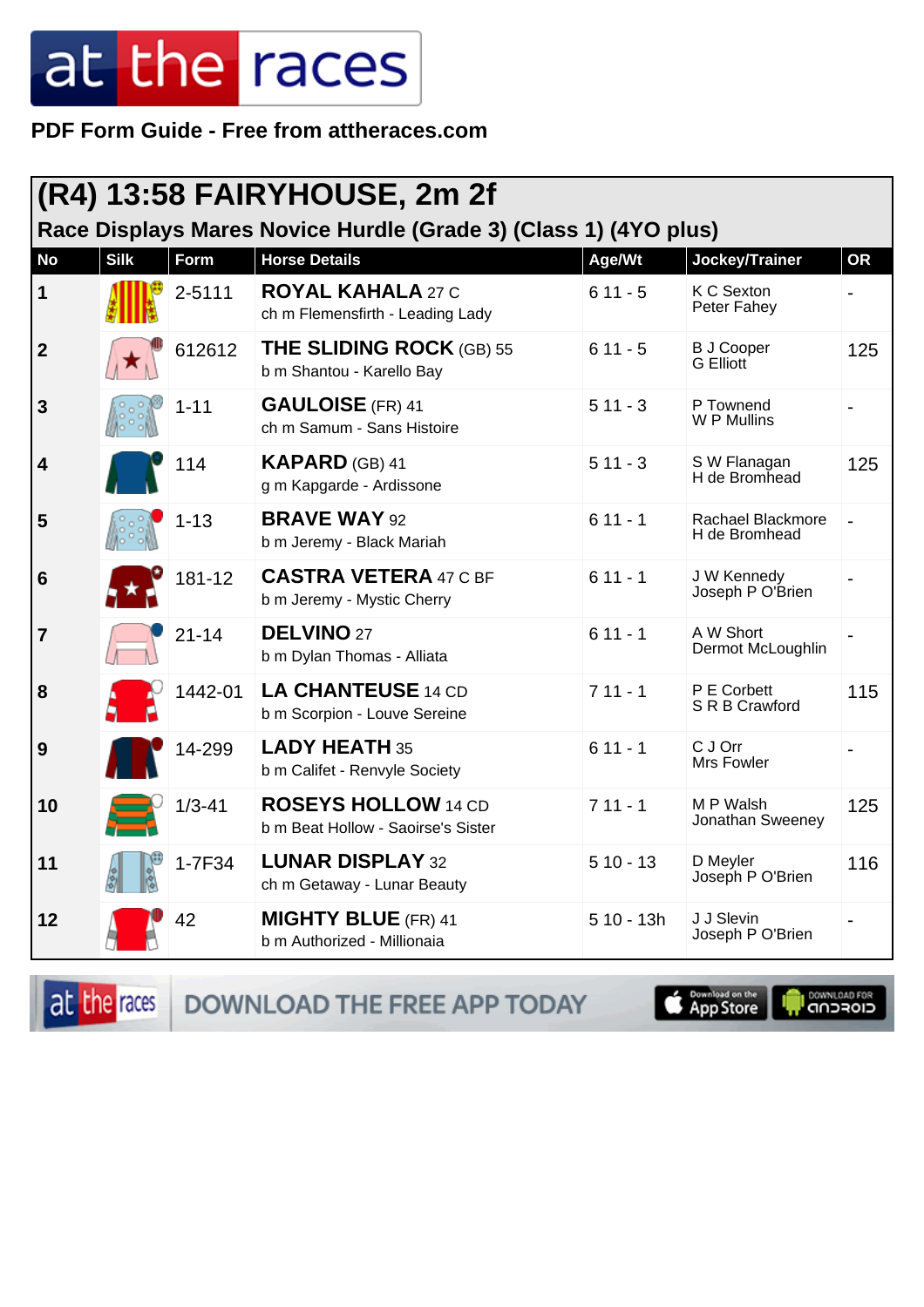PDF Form Guide - Free from attheraces.com

## (R4) 13:58 FAIRYHOUSE, 2m 2f

### Race Displays Mares Novice Hurdle (Grade 3) (Class 1) (4YO plus)

| No | Silk | Form | Horse Details | Age/Wt | Jockey/Trainer | OR |
|---|---|---|---|---|---|---|
| 1 | | 2-5111 | **ROYAL KAHALA** 27 C<br>ch m Flemensfirth - Leading Lady | 6 11 - 5 | K C Sexton<br>Peter Fahey | - |
| 2 | | 612612 | **THE SLIDING ROCK** (GB) 55<br>b m Shantou - Karello Bay | 6 11 - 5 | B J Cooper<br>G Elliott | 125 |
| 3 | | 1-11 | **GAULOISE** (FR) 41<br>ch m Samum - Sans Histoire | 5 11 - 3 | P Townend<br>W P Mullins | - |
| 4 | | 114 | **KAPARD** (GB) 41<br>g m Kapgarde - Ardissone | 5 11 - 3 | S W Flanagan<br>H de Bromhead | 125 |
| 5 | | 1-13 | **BRAVE WAY** 92<br>b m Jeremy - Black Mariah | 6 11 - 1 | Rachael Blackmore<br>H de Bromhead | - |
| 6 | | 181-12 | **CASTRA VETERA** 47 C BF<br>b m Jeremy - Mystic Cherry | 6 11 - 1 | J W Kennedy<br>Joseph P O'Brien | - |
| 7 | | 21-14 | **DELVINO** 27<br>b m Dylan Thomas - Alliata | 6 11 - 1 | A W Short<br>Dermot McLoughlin | - |
| 8 | | 1442-01 | **LA CHANTEUSE** 14 CD<br>b m Scorpion - Louve Sereine | 7 11 - 1 | P E Corbett<br>S R B Crawford | 115 |
| 9 | | 14-299 | **LADY HEATH** 35<br>b m Califet - Renvyle Society | 6 11 - 1 | C J Orr<br>Mrs Fowler | - |
| 10 | | 1/3-41 | **ROSEYS HOLLOW** 14 CD<br>b m Beat Hollow - Saoirse's Sister | 7 11 - 1 | M P Walsh<br>Jonathan Sweeney | 125 |
| 11 | | 1-7F34 | **LUNAR DISPLAY** 32<br>ch m Getaway - Lunar Beauty | 5 10 - 13 | D Meyler<br>Joseph P O'Brien | 116 |
| 12 | | 42 | **MIGHTY BLUE** (FR) 41<br>b m Authorized - Millionaia | 5 10 - 13h | J J Slevin<br>Joseph P O'Brien | - |

DOWNLOAD THE FREE APP TODAY